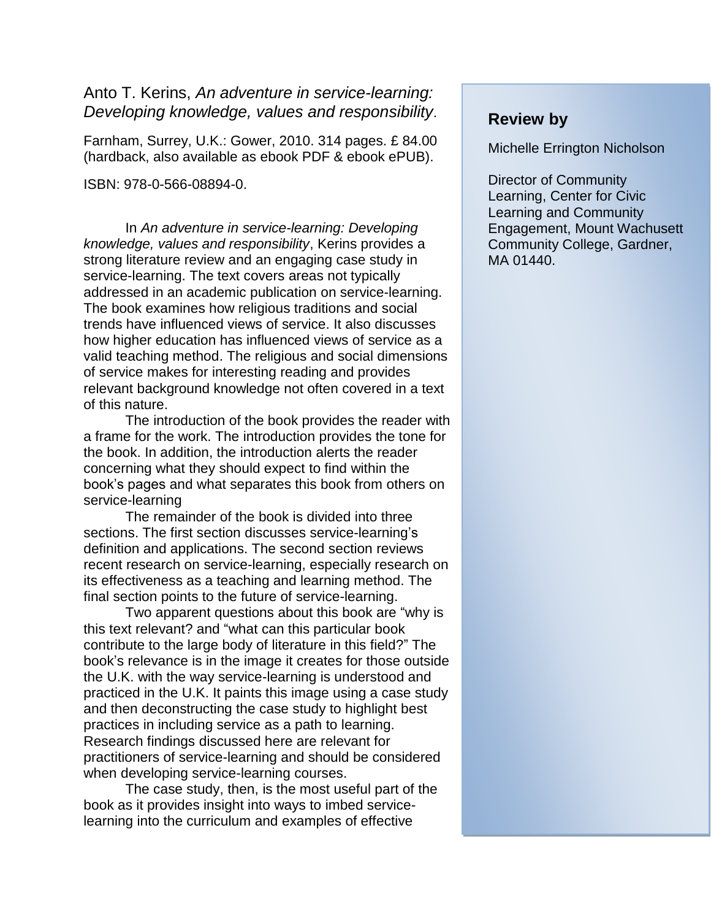Anto T. Kerins, *An adventure in service-learning: Developing knowledge, values and responsibility*.

Farnham, Surrey, U.K.: Gower, 2010. 314 pages. £ 84.00 (hardback, also available as ebook PDF & ebook ePUB).

ISBN: 978-0-566-08894-0.

**Review by**

Michelle Errington Nicholson

Director of Community Learning, Center for Civic Learning and Community Engagement, Mount Wachusett Community College, Gardner, MA 01440.

In *An adventure in service-learning: Developing knowledge, values and responsibility*, Kerins provides a strong literature review and an engaging case study in service-learning. The text covers areas not typically addressed in an academic publication on service-learning. The book examines how religious traditions and social trends have influenced views of service. It also discusses how higher education has influenced views of service as a valid teaching method. The religious and social dimensions of service makes for interesting reading and provides relevant background knowledge not often covered in a text of this nature.

The introduction of the book provides the reader with a frame for the work. The introduction provides the tone for the book. In addition, the introduction alerts the reader concerning what they should expect to find within the book's pages and what separates this book from others on service-learning

The remainder of the book is divided into three sections. The first section discusses service-learning's definition and applications. The second section reviews recent research on service-learning, especially research on its effectiveness as a teaching and learning method. The final section points to the future of service-learning.

Two apparent questions about this book are "why is this text relevant? and "what can this particular book contribute to the large body of literature in this field?" The book's relevance is in the image it creates for those outside the U.K. with the way service-learning is understood and practiced in the U.K. It paints this image using a case study and then deconstructing the case study to highlight best practices in including service as a path to learning. Research findings discussed here are relevant for practitioners of service-learning and should be considered when developing service-learning courses.

The case study, then, is the most useful part of the book as it provides insight into ways to imbed service-learning into the curriculum and examples of effective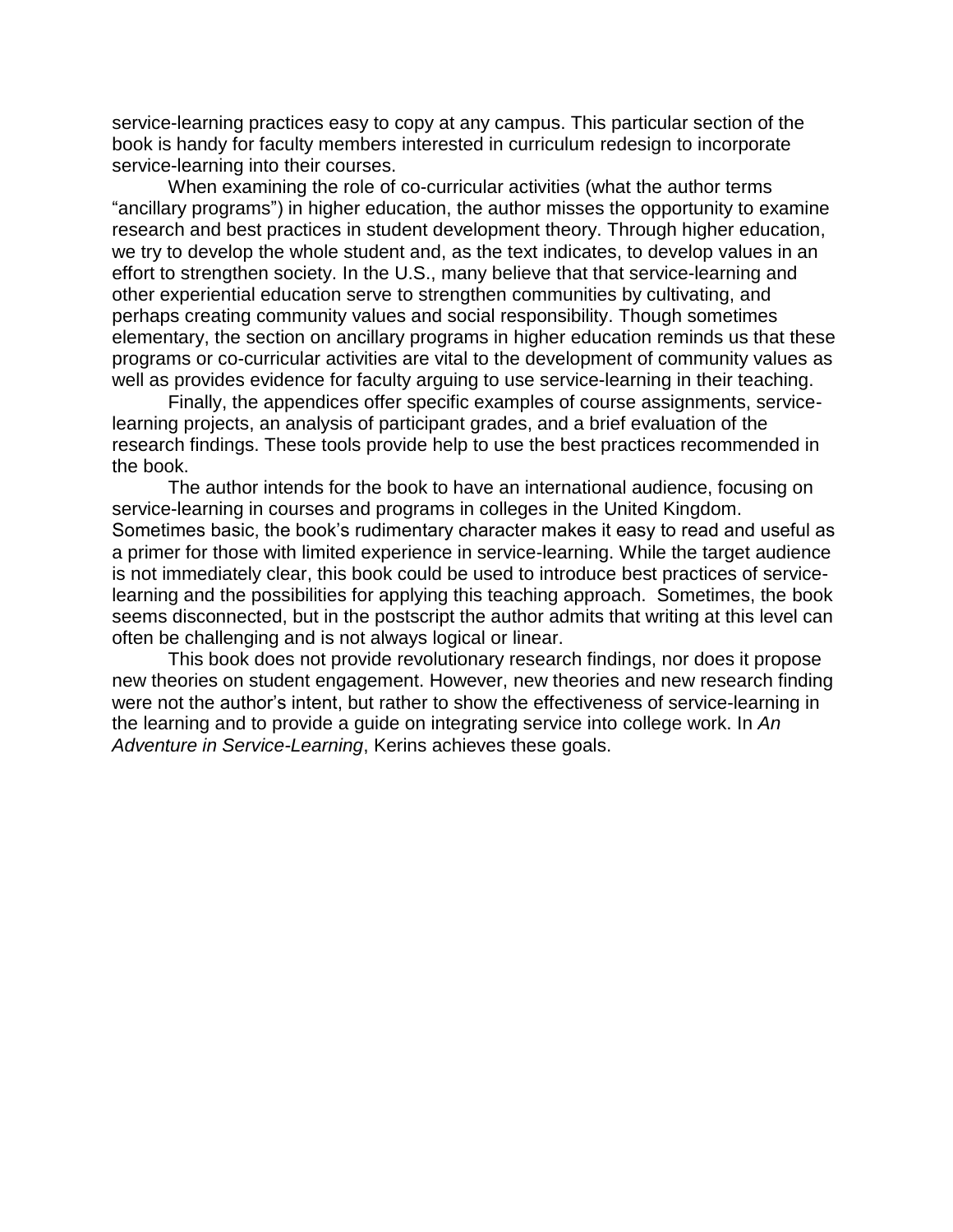service-learning practices easy to copy at any campus. This particular section of the book is handy for faculty members interested in curriculum redesign to incorporate service-learning into their courses.

When examining the role of co-curricular activities (what the author terms "ancillary programs") in higher education, the author misses the opportunity to examine research and best practices in student development theory. Through higher education, we try to develop the whole student and, as the text indicates, to develop values in an effort to strengthen society. In the U.S., many believe that that service-learning and other experiential education serve to strengthen communities by cultivating, and perhaps creating community values and social responsibility. Though sometimes elementary, the section on ancillary programs in higher education reminds us that these programs or co-curricular activities are vital to the development of community values as well as provides evidence for faculty arguing to use service-learning in their teaching.

Finally, the appendices offer specific examples of course assignments, service-learning projects, an analysis of participant grades, and a brief evaluation of the research findings. These tools provide help to use the best practices recommended in the book.

The author intends for the book to have an international audience, focusing on service-learning in courses and programs in colleges in the United Kingdom. Sometimes basic, the book's rudimentary character makes it easy to read and useful as a primer for those with limited experience in service-learning. While the target audience is not immediately clear, this book could be used to introduce best practices of service-learning and the possibilities for applying this teaching approach. Sometimes, the book seems disconnected, but in the postscript the author admits that writing at this level can often be challenging and is not always logical or linear.

This book does not provide revolutionary research findings, nor does it propose new theories on student engagement. However, new theories and new research finding were not the author's intent, but rather to show the effectiveness of service-learning in the learning and to provide a guide on integrating service into college work. In *An Adventure in Service-Learning*, Kerins achieves these goals.